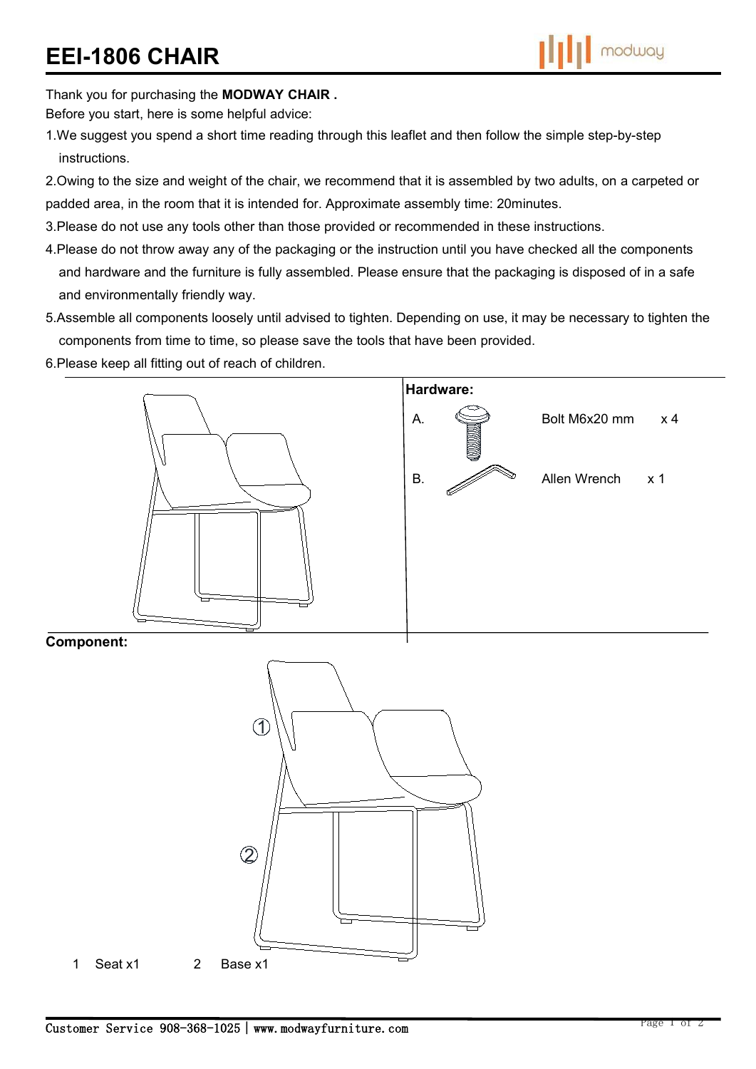# EEI-1806 CHAIR

modway

Thank you for purchasing the **MODWAY CHAIR .**

Before you start, here is some helpful advice:

1. We suggest you spend a short time reading through this leaflet and then follow the simple step-by-step instructions.
2. Owing to the size and weight of the chair, we recommend that it is assembled by two adults, on a carpeted or padded area, in the room that it is intended for. Approximate assembly time: 20minutes.
3. Please do not use any tools other than those provided or recommended in these instructions.
4. Please do not throw away any of the packaging or the instruction until you have checked all the components and hardware and the furniture is fully assembled. Please ensure that the packaging is disposed of in a safe and environmentally friendly way.
5. Assemble all components loosely until advised to tighten. Depending on use, it may be necessary to tighten the components from time to time, so please save the tools that have been provided.
6. Please keep all fitting out of reach of children.

**Hardware:**

| | Item | Qty |
|---|---|---|
| A. | Bolt M6x20 mm | x 4 |
| B. | Allen Wrench | x 1 |

**Component:**

①

②

1 Seat x1 2 Base x1

Customer Service 908-368-1025 | www.modwayfurniture.com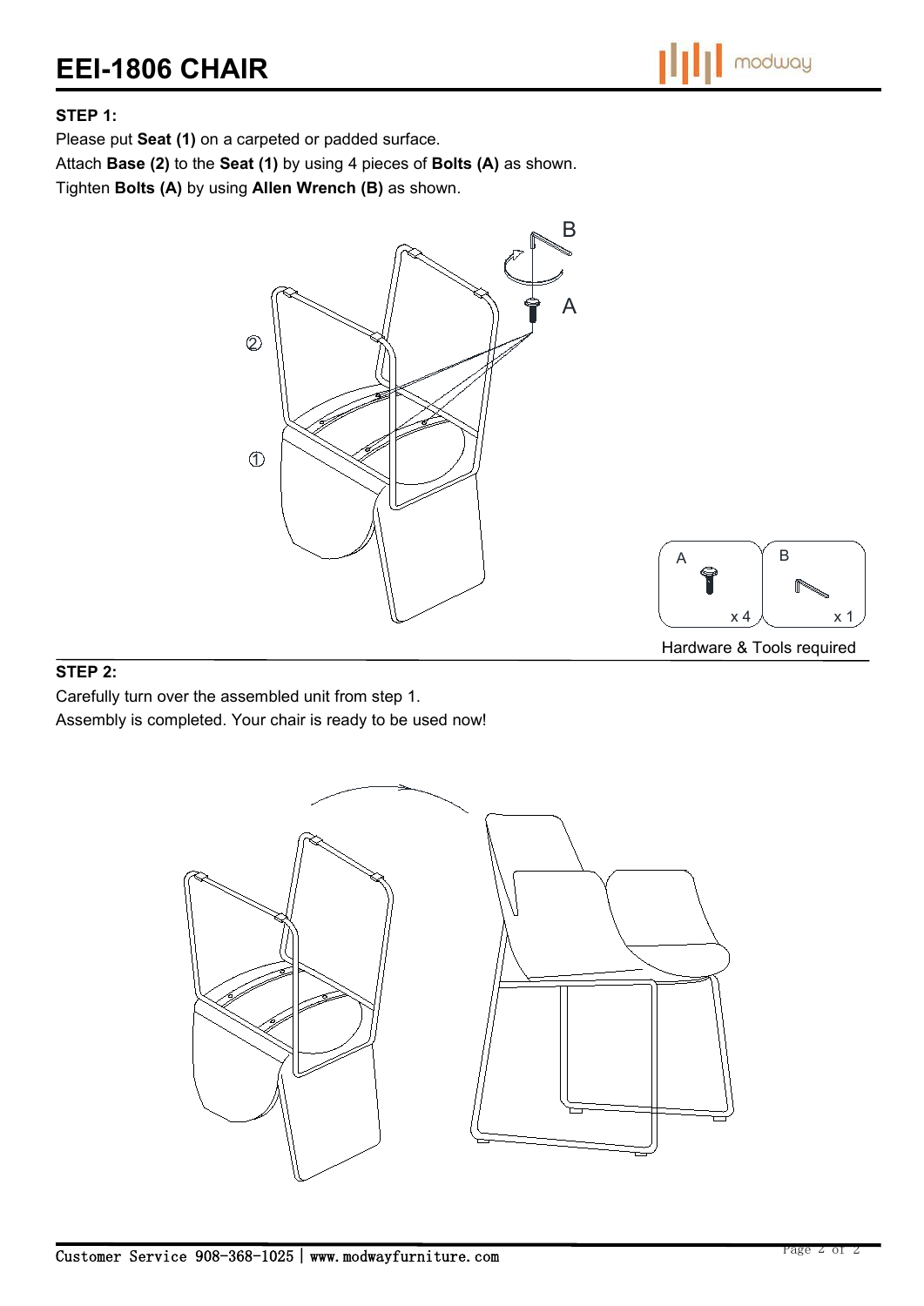# EEI-1806 CHAIR

**STEP 1:**

Please put **Seat (1)** on a carpeted or padded surface.
Attach **Base (2)** to the **Seat (1)** by using 4 pieces of **Bolts (A)** as shown.
Tighten **Bolts (A)** by using **Allen Wrench (B)** as shown.

B

A

②

①

A x 4

B x 1

Hardware & Tools required

**STEP 2:**

Carefully turn over the assembled unit from step 1.
Assembly is completed. Your chair is ready to be used now!

Customer Service 908-368-1025 | www.modwayfurniture.com